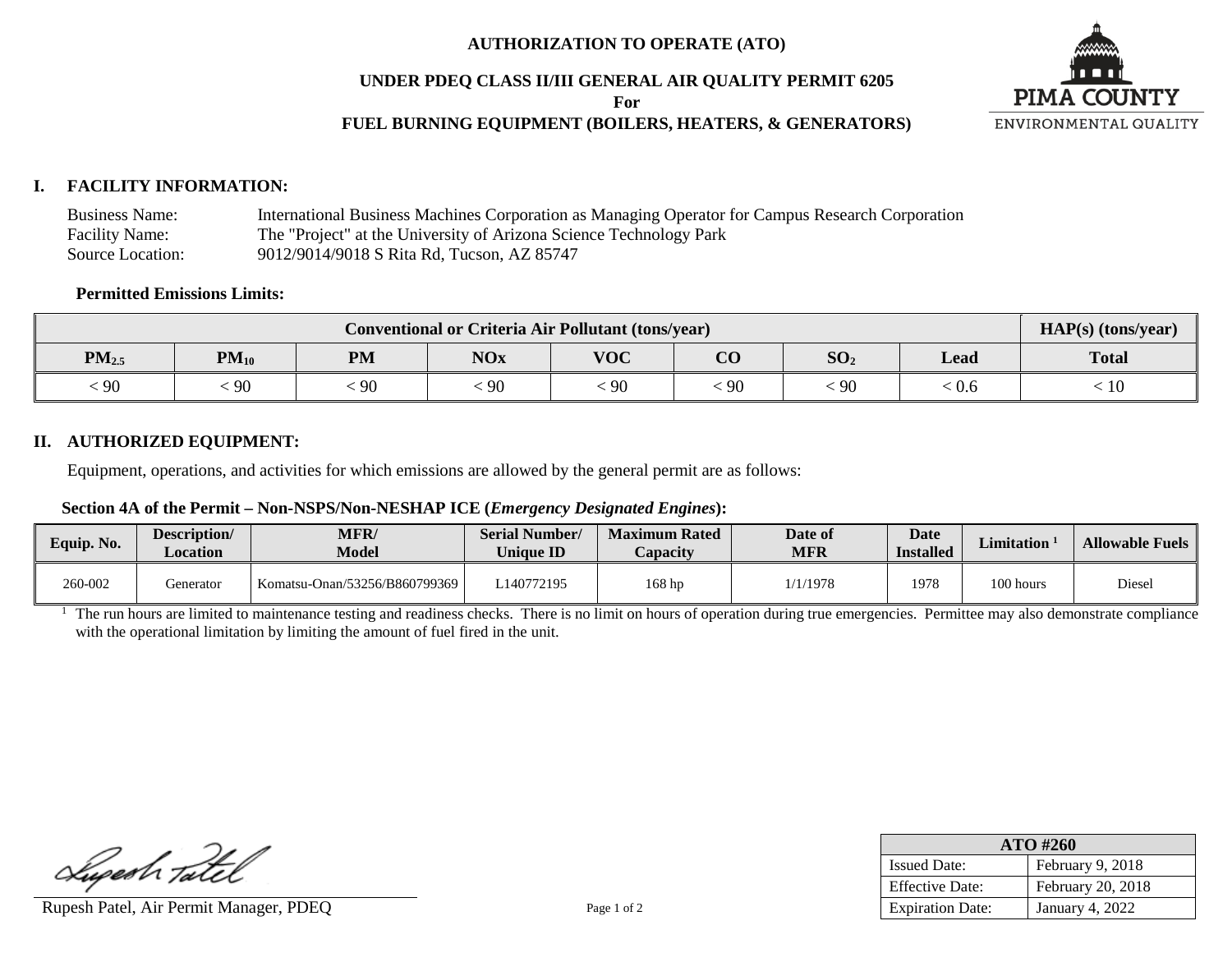# AUTHORIZATION TO OPERATE (ATO)

## UNDER PDEQ CLASS II/III GENERAL AIR QUALITY PERMIT 6205

**For**

**FUEL BURNING EQUIPMENT (BOILERS, HEATERS, & GENERATORS)**

PIMA COUNTY
ENVIRONMENTAL QUALITY

## I. FACILITY INFORMATION:

Business Name: International Business Machines Corporation as Managing Operator for Campus Research Corporation
Facility Name: The "Project" at the University of Arizona Science Technology Park
Source Location: 9012/9014/9018 S Rita Rd, Tucson, AZ 85747

**Permitted Emissions Limits:**

| Conventional or Criteria Air Pollutant (tons/year) | | | | | | | | HAP(s) (tons/year) |
|---|---|---|---|---|---|---|---|---|
| $PM_{2.5}$ | $PM_{10}$ | PM | NOx | VOC | CO | $SO_2$ | Lead | Total |
| < 90 | < 90 | < 90 | < 90 | < 90 | < 90 | < 90 | < 0.6 | < 10 |

## II. AUTHORIZED EQUIPMENT:

Equipment, operations, and activities for which emissions are allowed by the general permit are as follows:

**Section 4A of the Permit – Non-NSPS/Non-NESHAP ICE (*Emergency Designated Engines*):**

| Equip. No. | Description/ Location | MFR/ Model | Serial Number/ Unique ID | Maximum Rated Capacity | Date of MFR | Date Installed | Limitation [1] | Allowable Fuels |
|---|---|---|---|---|---|---|---|---|
| 260-002 | Generator | Komatsu-Onan/53256/B860799369 | L140772195 | 168 hp | 1/1/1978 | 1978 | 100 hours | Diesel |

[1] The run hours are limited to maintenance testing and readiness checks. There is no limit on hours of operation during true emergencies. Permittee may also demonstrate compliance with the operational limitation by limiting the amount of fuel fired in the unit.

Rupesh Patel, Air Permit Manager, PDEQ

| ATO #260 | |
|---|---|
| Issued Date: | February 9, 2018 |
| Effective Date: | February 20, 2018 |
| Expiration Date: | January 4, 2022 |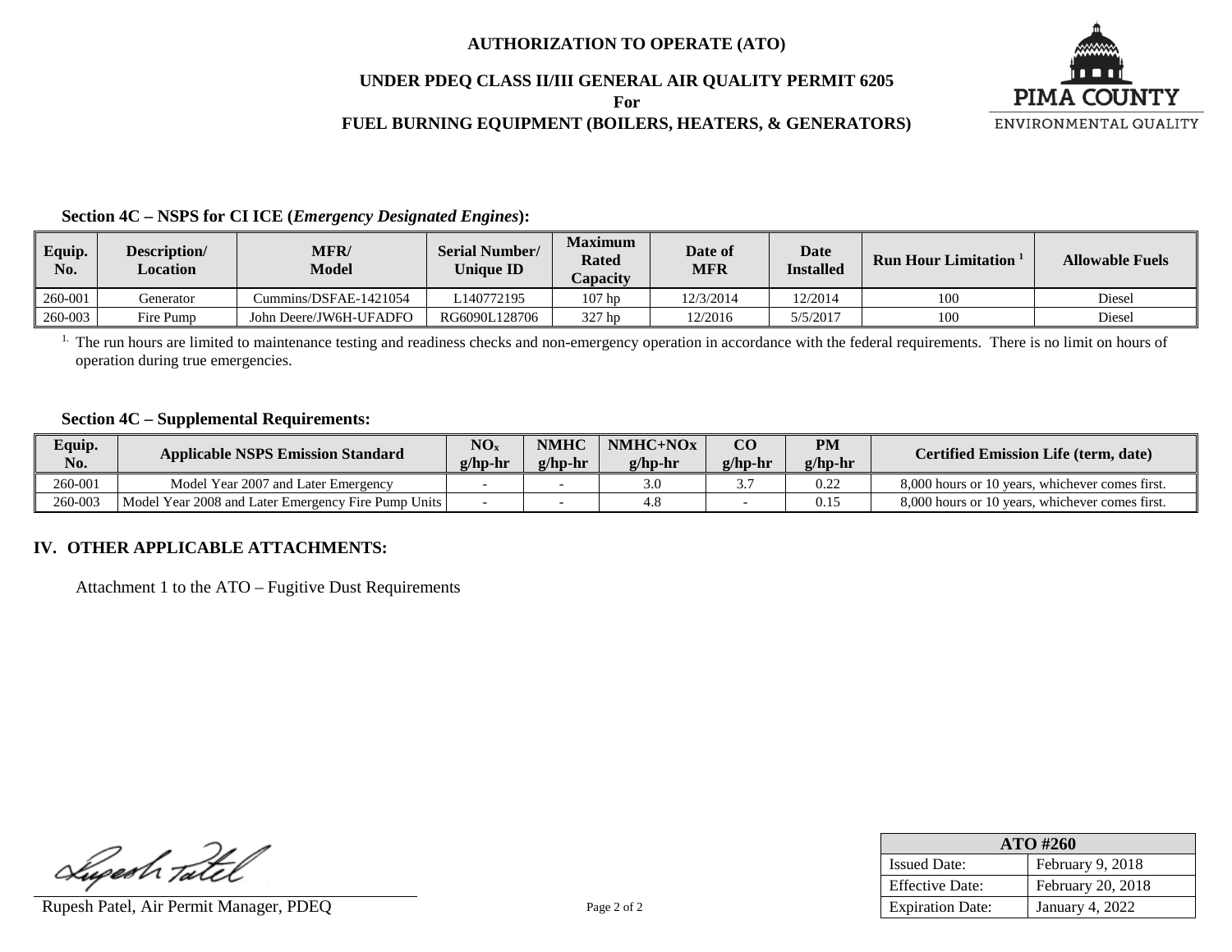**AUTHORIZATION TO OPERATE (ATO)**

**UNDER PDEQ CLASS II/III GENERAL AIR QUALITY PERMIT 6205**
**For**
**FUEL BURNING EQUIPMENT (BOILERS, HEATERS, & GENERATORS)**

PIMA COUNTY
ENVIRONMENTAL QUALITY

### Section 4C – NSPS for CI ICE (*Emergency Designated Engines*):

| Equip. No. | Description/ Location | MFR/ Model | Serial Number/ Unique ID | Maximum Rated Capacity | Date of MFR | Date Installed | Run Hour Limitation [1] | Allowable Fuels |
|---|---|---|---|---|---|---|---|---|
| 260-001 | Generator | Cummins/DSFAE-1421054 | L140772195 | 107 hp | 12/3/2014 | 12/2014 | 100 | Diesel |
| 260-003 | Fire Pump | John Deere/JW6H-UFADFO | RG6090L128706 | 327 hp | 12/2016 | 5/5/2017 | 100 | Diesel |

[1] The run hours are limited to maintenance testing and readiness checks and non-emergency operation in accordance with the federal requirements. There is no limit on hours of operation during true emergencies.

### Section 4C – Supplemental Requirements:

| Equip. No. | Applicable NSPS Emission Standard | $NO_x$ g/hp-hr | NMHC g/hp-hr | NMHC+NOx g/hp-hr | CO g/hp-hr | PM g/hp-hr | Certified Emission Life (term, date) |
|---|---|---|---|---|---|---|---|
| 260-001 | Model Year 2007 and Later Emergency | - | - | 3.0 | 3.7 | 0.22 | 8,000 hours or 10 years, whichever comes first. |
| 260-003 | Model Year 2008 and Later Emergency Fire Pump Units | - | - | 4.8 | - | 0.15 | 8,000 hours or 10 years, whichever comes first. |

## IV. OTHER APPLICABLE ATTACHMENTS:

Attachment 1 to the ATO – Fugitive Dust Requirements

Rupesh Patel, Air Permit Manager, PDEQ

| ATO #260 | |
|---|---|
| Issued Date: | February 9, 2018 |
| Effective Date: | February 20, 2018 |
| Expiration Date: | January 4, 2022 |